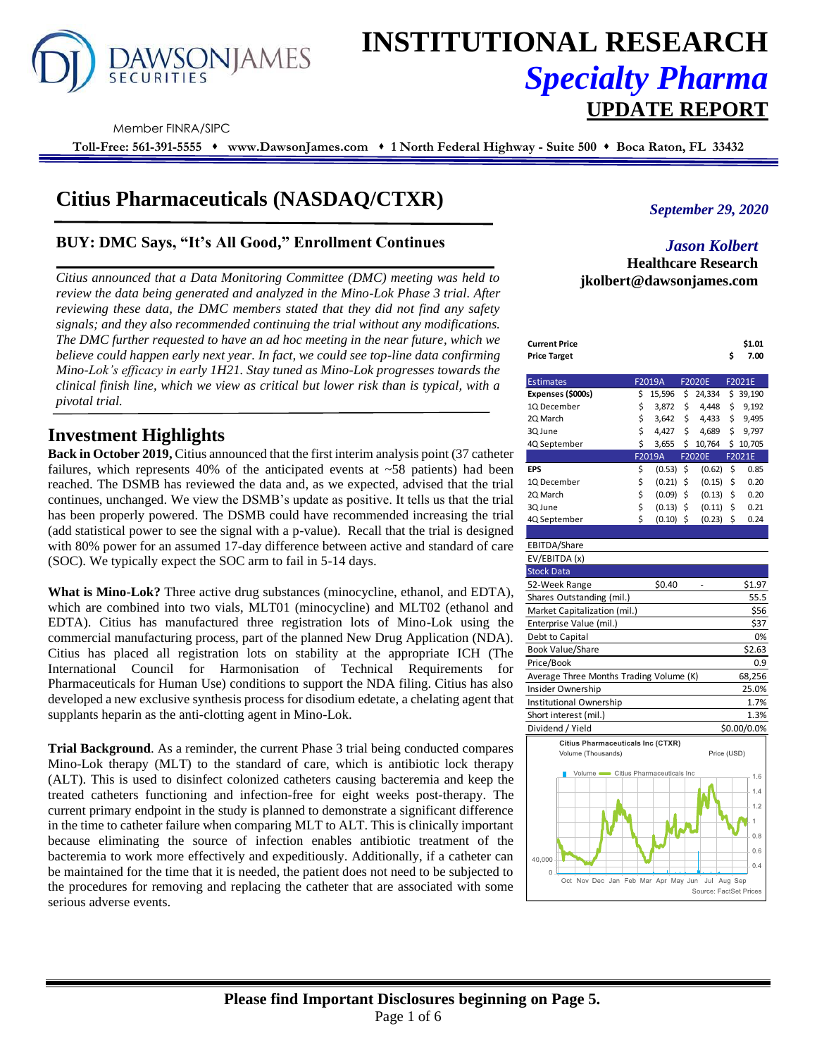# INSTITUTIONAL RESEARCH

## *Specialty Pharma*

## UPDATE REPORT

Member FINRA/SIPC

**Toll-Free: 561-391-5555 ♦ www.DawsonJames.com ♦ 1 North Federal Highway - Suite 500 ♦ Boca Raton, FL 33432**

# Citius Pharmaceuticals (NASDAQ/CTXR)

*September 29, 2020*

*Jason Kolbert*
**Healthcare Research**
**jkolbert@dawsonjames.com**

## BUY: DMC Says, "It's All Good," Enrollment Continues

*Citius announced that a Data Monitoring Committee (DMC) meeting was held to review the data being generated and analyzed in the Mino-Lok Phase 3 trial. After reviewing these data, the DMC members stated that they did not find any safety signals; and they also recommended continuing the trial without any modifications. The DMC further requested to have an ad hoc meeting in the near future, which we believe could happen early next year. In fact, we could see top-line data confirming Mino-Lok's efficacy in early 1H21. Stay tuned as Mino-Lok progresses towards the clinical finish line, which we view as critical but lower risk than is typical, with a pivotal trial.*

| | |
|---|---|
| **Current Price** | **$1.01** |
| **Price Target** | **$ 7.00** |

| Estimates | F2019A | F2020E | F2021E |
|---|---|---|---|
| **Expenses ($000s)** | $ 15,596 | $ 24,334 | $ 39,190 |
| 1Q December | $ 3,872 | $ 4,448 | $ 9,192 |
| 2Q March | $ 3,642 | $ 4,433 | $ 9,495 |
| 3Q June | $ 4,427 | $ 4,689 | $ 9,797 |
| 4Q September | $ 3,655 | $ 10,764 | $ 10,705 |
| | **F2019A** | **F2020E** | **F2021E** |
| **EPS** | $ (0.53) | $ (0.62) | $ 0.85 |
| 1Q December | $ (0.21) | $ (0.15) | $ 0.20 |
| 2Q March | $ (0.09) | $ (0.13) | $ 0.20 |
| 3Q June | $ (0.13) | $ (0.11) | $ 0.21 |
| 4Q September | $ (0.10) | $ (0.23) | $ 0.24 |
| EBITDA/Share | | | |
| EV/EBITDA (x) | | | |

| Stock Data | |
|---|---|
| 52-Week Range | $0.40 - $1.97 |
| Shares Outstanding (mil.) | 55.5 |
| Market Capitalization (mil.) | $56 |
| Enterprise Value (mil.) | $37 |
| Debt to Capital | 0% |
| Book Value/Share | $2.63 |
| Price/Book | 0.9 |
| Average Three Months Trading Volume (K) | 68,256 |
| Insider Ownership | 25.0% |
| Institutional Ownership | 1.7% |
| Short interest (mil.) | 1.3% |
| Dividend / Yield | $0.00/0.0% |

Citius Pharmaceuticals Inc (CTXR)
Volume (Thousands) Price (USD)
Source: FactSet Prices

## Investment Highlights

**Back in October 2019,** Citius announced that the first interim analysis point (37 catheter failures, which represents 40% of the anticipated events at ~58 patients) had been reached. The DSMB has reviewed the data and, as we expected, advised that the trial continues, unchanged. We view the DSMB's update as positive. It tells us that the trial has been properly powered. The DSMB could have recommended increasing the trial (add statistical power to see the signal with a p-value). Recall that the trial is designed with 80% power for an assumed 17-day difference between active and standard of care (SOC). We typically expect the SOC arm to fail in 5-14 days.

**What is Mino-Lok?** Three active drug substances (minocycline, ethanol, and EDTA), which are combined into two vials, MLT01 (minocycline) and MLT02 (ethanol and EDTA). Citius has manufactured three registration lots of Mino-Lok using the commercial manufacturing process, part of the planned New Drug Application (NDA). Citius has placed all registration lots on stability at the appropriate ICH (The International Council for Harmonisation of Technical Requirements for Pharmaceuticals for Human Use) conditions to support the NDA filing. Citius has also developed a new exclusive synthesis process for disodium edetate, a chelating agent that supplants heparin as the anti-clotting agent in Mino-Lok.

**Trial Background**. As a reminder, the current Phase 3 trial being conducted compares Mino-Lok therapy (MLT) to the standard of care, which is antibiotic lock therapy (ALT). This is used to disinfect colonized catheters causing bacteremia and keep the treated catheters functioning and infection-free for eight weeks post-therapy. The current primary endpoint in the study is planned to demonstrate a significant difference in the time to catheter failure when comparing MLT to ALT. This is clinically important because eliminating the source of infection enables antibiotic treatment of the bacteremia to work more effectively and expeditiously. Additionally, if a catheter can be maintained for the time that it is needed, the patient does not need to be subjected to the procedures for removing and replacing the catheter that are associated with some serious adverse events.

**Please find Important Disclosures beginning on Page 5.**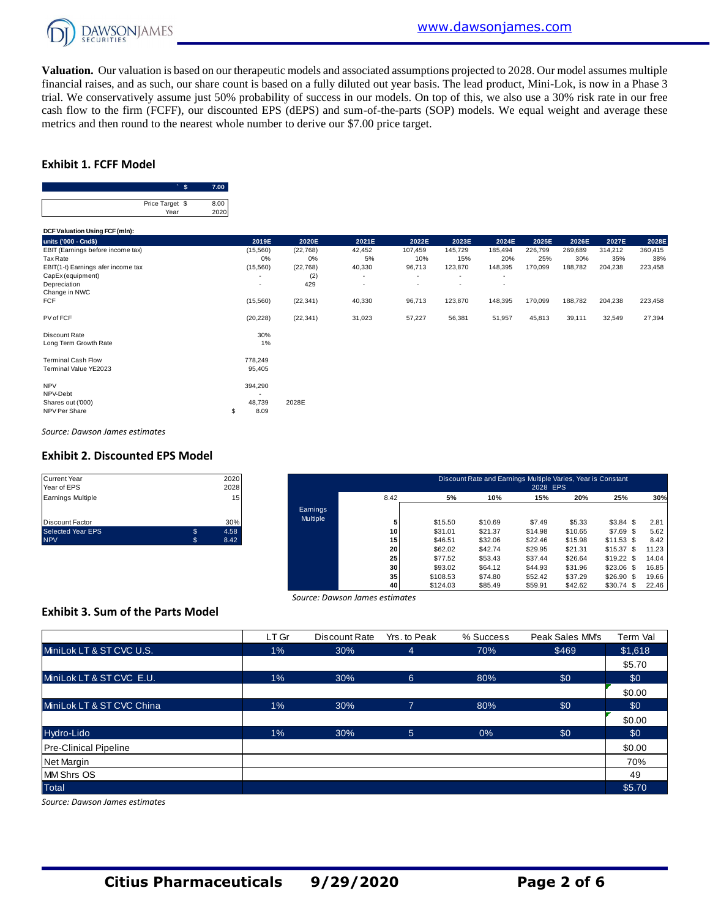**Valuation.** Our valuation is based on our therapeutic models and associated assumptions projected to 2028. Our model assumes multiple financial raises, and as such, our share count is based on a fully diluted out year basis. The lead product, Mini-Lok, is now in a Phase 3 trial. We conservatively assume just 50% probability of success in our models. On top of this, we also use a 30% risk rate in our free cash flow to the firm (FCFF), our discounted EPS (dEPS) and sum-of-the-parts (SOP) models. We equal weight and average these metrics and then round to the nearest whole number to derive our $7.00 price target.

## Exhibit 1. FCFF Model

| ` $ | 7.00 |
|---|---|
| Price Target $ | 8.00 |
| Year | 2020 |

**DCF Valuation Using FCF (mln):**

| units ('000 - Cnd$) | 2019E | 2020E | 2021E | 2022E | 2023E | 2024E | 2025E | 2026E | 2027E | 2028E |
|---|---|---|---|---|---|---|---|---|---|---|
| EBIT (Earnings before income tax) | (15,560) | (22,768) | 42,452 | 107,459 | 145,729 | 185,494 | 226,799 | 269,689 | 314,212 | 360,415 |
| Tax Rate | 0% | 0% | 5% | 10% | 15% | 20% | 25% | 30% | 35% | 38% |
| EBIT(1-t) Earnings afer income tax | (15,560) | (22,768) | 40,330 | 96,713 | 123,870 | 148,395 | 170,099 | 188,782 | 204,238 | 223,458 |
| CapEx (equipment) | - | (2) | - | - | - | - | | | | |
| Depreciation | - | 429 | - | - | - | - | | | | |
| Change in NWC | | | | | | | | | | |
| FCF | (15,560) | (22,341) | 40,330 | 96,713 | 123,870 | 148,395 | 170,099 | 188,782 | 204,238 | 223,458 |
| | | | | | | | | | | |
| PV of FCF | (20,228) | (22,341) | 31,023 | 57,227 | 56,381 | 51,957 | 45,813 | 39,111 | 32,549 | 27,394 |
| | | | | | | | | | | |
| Discount Rate | 30% | | | | | | | | | |
| Long Term Growth Rate | 1% | | | | | | | | | |
| | | | | | | | | | | |
| Terminal Cash Flow | 778,249 | | | | | | | | | |
| Terminal Value YE2023 | 95,405 | | | | | | | | | |
| | | | | | | | | | | |
| NPV | 394,290 | | | | | | | | | |
| NPV-Debt | - | | | | | | | | | |
| Shares out ('000) | 48,739 | 2028E | | | | | | | | |
| NPV Per Share | $ 8.09 | | | | | | | | | |

*Source: Dawson James estimates*

## Exhibit 2. Discounted EPS Model

| | | |
|---|---|---|
| Current Year | | 2020 |
| Year of EPS | | 2028 |
| Earnings Multiple | | 15 |
| | | |
| Discount Factor | | 30% |
| Selected Year EPS | $ | 4.58 |
| NPV | $ | 8.42 |

| | Discount Rate and Earnings Multiple Varies, Year is Constant 2028 EPS | | | | | | |
|---|---|---|---|---|---|---|---|
| | 8.42 | 5% | 10% | 15% | 20% | 25% | 30% |
| Earnings Multiple | 5 | $15.50 | $10.69 | $7.49 | $5.33 | $3.84 | $ 2.81 |
| | 10 | $31.01 | $21.37 | $14.98 | $10.65 | $7.69 | $ 5.62 |
| | 15 | $46.51 | $32.06 | $22.46 | $15.98 | $11.53 | $ 8.42 |
| | 20 | $62.02 | $42.74 | $29.95 | $21.31 | $15.37 | $ 11.23 |
| | 25 | $77.52 | $53.43 | $37.44 | $26.64 | $19.22 | $ 14.04 |
| | 30 | $93.02 | $64.12 | $44.93 | $31.96 | $23.06 | $ 16.85 |
| | 35 | $108.53 | $74.80 | $52.42 | $37.29 | $26.90 | $ 19.66 |
| | 40 | $124.03 | $85.49 | $59.91 | $42.62 | $30.74 | $ 22.46 |

*Source: Dawson James estimates*

## Exhibit 3. Sum of the Parts Model

| | LT Gr | Discount Rate | Yrs. to Peak | % Success | Peak Sales MM's | Term Val |
|---|---|---|---|---|---|---|
| MiniLok LT & ST CVC U.S. | 1% | 30% | 4 | 70% | $469 | $1,618 |
| | | | | | | $5.70 |
| MiniLok LT & ST CVC E.U. | 1% | 30% | 6 | 80% | $0 | $0 |
| | | | | | | $0.00 |
| MiniLok LT & ST CVC China | 1% | 30% | 7 | 80% | $0 | $0 |
| | | | | | | $0.00 |
| Hydro-Lido | 1% | 30% | 5 | 0% | $0 | $0 |
| Pre-Clinical Pipeline | | | | | | $0.00 |
| Net Margin | | | | | | 70% |
| MM Shrs OS | | | | | | 49 |
| Total | | | | | | $5.70 |

*Source: Dawson James estimates*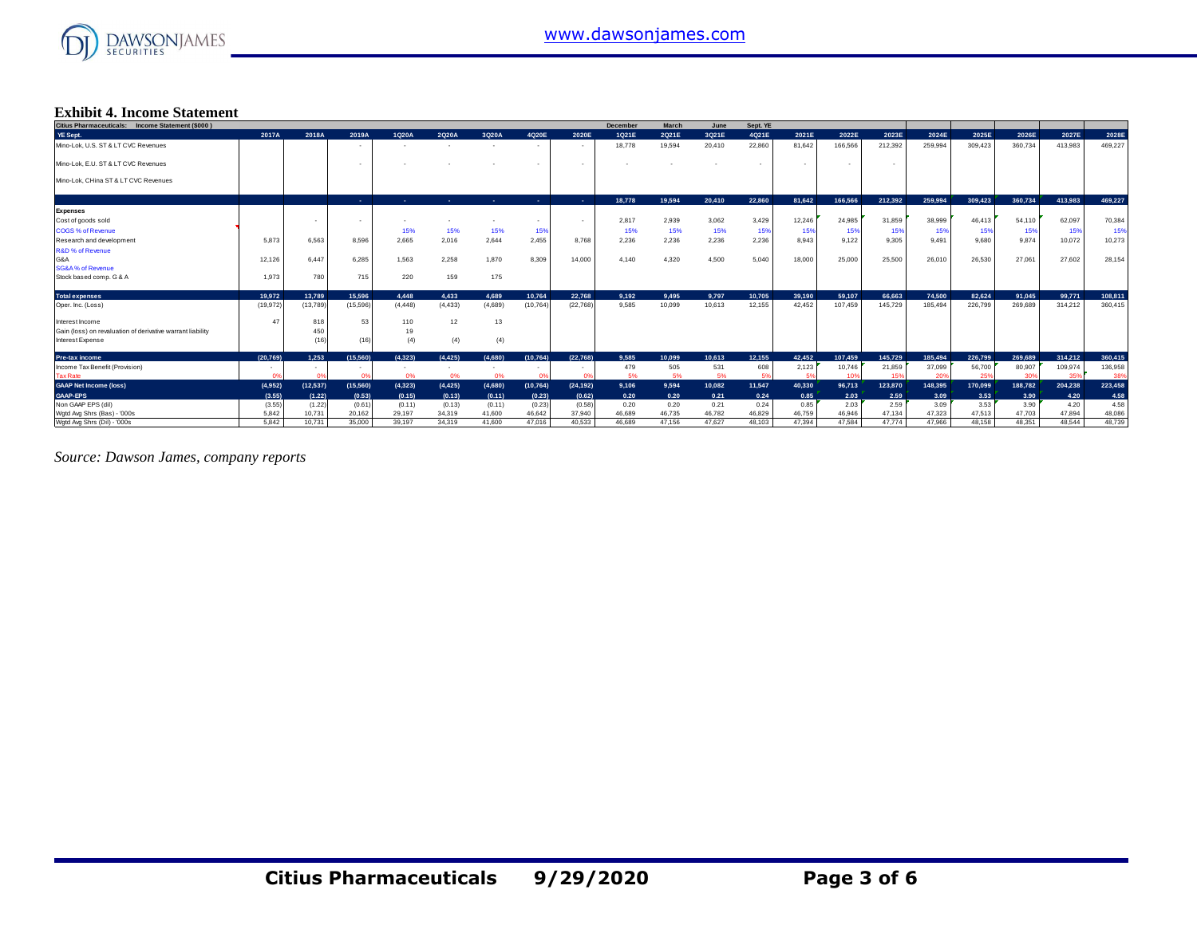### Exhibit 4. Income Statement

| Citius Pharmaceuticals: Income Statement ($000) | | | | | | | | | December | March | June | Sept. YE | | | | | | | | |
|---|---|---|---|---|---|---|---|---|---|---|---|---|---|---|---|---|---|---|---|---|
| YE Sept. | 2017A | 2018A | 2019A | 1Q20A | 2Q20A | 3Q20A | 4Q20E | 2020E | 1Q21E | 2Q21E | 3Q21E | 4Q21E | 2021E | 2022E | 2023E | 2024E | 2025E | 2026E | 2027E | 2028E |
| Mino-Lok, U.S. ST & LT CVC Revenues | | | - | - | - | - | - | - | 18,778 | 19,594 | 20,410 | 22,860 | 81,642 | 166,566 | 212,392 | 259,994 | 309,423 | 360,734 | 413,983 | 469,227 |
| Mino-Lok, E.U. ST & LT CVC Revenues | | | - | - | - | - | - | - | - | - | - | - | - | - | - | | | | | |
| Mino-Lok, CHina ST & LT CVC Revenues | | | | | | | | | | | | | | | | | | | | |
| | | | - | - | - | - | - | - | 18,778 | 19,594 | 20,410 | 22,860 | 81,642 | 166,566 | 212,392 | 259,994 | 309,423 | 360,734 | 413,983 | 469,227 |
| **Expenses** | | | | | | | | | | | | | | | | | | | | |
| Cost of goods sold | | - | - | - | - | - | - | - | 2,817 | 2,939 | 3,062 | 3,429 | 12,246 | 24,985 | 31,859 | 38,999 | 46,413 | 54,110 | 62,097 | 70,384 |
| COGS % of Revenue | | | | 15% | 15% | 15% | 15% | | 15% | 15% | 15% | 15% | 15% | 15% | 15% | 15% | 15% | 15% | 15% | 15% |
| Research and development | 5,873 | 6,563 | 8,596 | 2,665 | 2,016 | 2,644 | 2,455 | 8,768 | 2,236 | 2,236 | 2,236 | 2,236 | 8,943 | 9,122 | 9,305 | 9,491 | 9,680 | 9,874 | 10,072 | 10,273 |
| R&D % of Revenue | | | | | | | | | | | | | | | | | | | | |
| G&A | 12,126 | 6,447 | 6,285 | 1,563 | 2,258 | 1,870 | 8,309 | 14,000 | 4,140 | 4,320 | 4,500 | 5,040 | 18,000 | 25,000 | 25,500 | 26,010 | 26,530 | 27,061 | 27,602 | 28,154 |
| SG&A % of Revenue | | | | | | | | | | | | | | | | | | | | |
| Stock based comp. G & A | 1,973 | 780 | 715 | 220 | 159 | 175 | | | | | | | | | | | | | | |
| **Total expenses** | 19,972 | 13,789 | 15,596 | 4,448 | 4,433 | 4,689 | 10,764 | 22,768 | 9,192 | 9,495 | 9,797 | 10,705 | 39,190 | 59,107 | 66,663 | 74,500 | 82,624 | 91,045 | 99,771 | 108,811 |
| Oper. Inc. (Loss) | (19,972) | (13,789) | (15,596) | (4,448) | (4,433) | (4,689) | (10,764) | (22,768) | 9,585 | 10,099 | 10,613 | 12,155 | 42,452 | 107,459 | 145,729 | 185,494 | 226,799 | 269,689 | 314,212 | 360,415 |
| Interest Income | 47 | 818 | 53 | 110 | 12 | 13 | | | | | | | | | | | | | | |
| Gain (loss) on revaluation of derivative warrant liability | | 450 | | 19 | | | | | | | | | | | | | | | | |
| Interest Expense | | (16) | (16) | (4) | (4) | (4) | | | | | | | | | | | | | | |
| **Pre-tax income** | (20,769) | 1,253 | (15,560) | (4,323) | (4,425) | (4,680) | (10,764) | (22,768) | 9,585 | 10,099 | 10,613 | 12,155 | 42,452 | 107,459 | 145,729 | 185,494 | 226,799 | 269,689 | 314,212 | 360,415 |
| Income Tax Benefit (Provision) | - | - | - | - | - | - | - | - | 479 | 505 | 531 | 608 | 2,123 | 10,746 | 21,859 | 37,099 | 56,700 | 80,907 | 109,974 | 136,958 |
| Tax Rate | 0% | 0% | 0% | 0% | 0% | 0% | 0% | 0% | 5% | 5% | 5% | 5% | 5% | 10% | 15% | 20% | 25% | 30% | 35% | 38% |
| **GAAP Net Income (loss)** | (4,952) | (12,537) | (15,560) | (4,323) | (4,425) | (4,680) | (10,764) | (24,192) | 9,106 | 9,594 | 10,082 | 11,547 | 40,330 | 96,713 | 123,870 | 148,395 | 170,099 | 188,782 | 204,238 | 223,458 |
| **GAAP-EPS** | (3.55) | (1.22) | (0.53) | (0.15) | (0.13) | (0.11) | (0.23) | (0.62) | 0.20 | 0.20 | 0.21 | 0.24 | 0.85 | 2.03 | 2.59 | 3.09 | 3.53 | 3.90 | 4.20 | 4.58 |
| Non GAAP EPS (dil) | (3.55) | (1.22) | (0.61) | (0.11) | (0.13) | (0.11) | (0.23) | (0.58) | 0.20 | 0.20 | 0.21 | 0.24 | 0.85 | 2.03 | 2.59 | 3.09 | 3.53 | 3.90 | 4.20 | 4.58 |
| Wgtd Avg Shrs (Bas) - '000s | 5,842 | 10,731 | 20,162 | 29,197 | 34,319 | 41,600 | 46,642 | 37,940 | 46,689 | 46,735 | 46,782 | 46,829 | 46,759 | 46,946 | 47,134 | 47,323 | 47,513 | 47,703 | 47,894 | 48,086 |
| Wgtd Avg Shrs (Dil) - '000s | 5,842 | 10,731 | 35,000 | 39,197 | 34,319 | 41,600 | 47,016 | 40,533 | 46,689 | 47,156 | 47,627 | 48,103 | 47,394 | 47,584 | 47,774 | 47,966 | 48,158 | 48,351 | 48,544 | 48,739 |

*Source: Dawson James, company reports*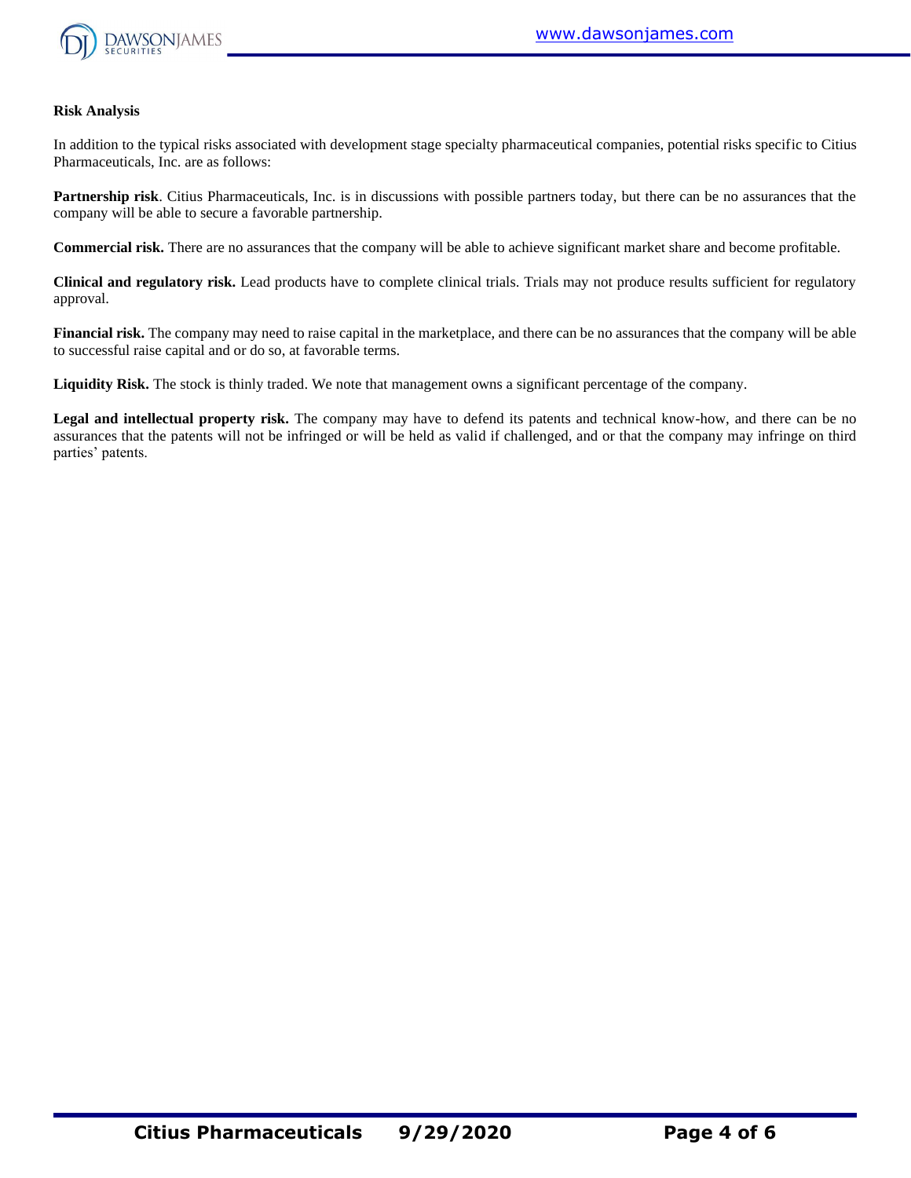**Risk Analysis**

In addition to the typical risks associated with development stage specialty pharmaceutical companies, potential risks specific to Citius Pharmaceuticals, Inc. are as follows:

**Partnership risk**. Citius Pharmaceuticals, Inc. is in discussions with possible partners today, but there can be no assurances that the company will be able to secure a favorable partnership.

**Commercial risk.** There are no assurances that the company will be able to achieve significant market share and become profitable.

**Clinical and regulatory risk.** Lead products have to complete clinical trials. Trials may not produce results sufficient for regulatory approval.

**Financial risk.** The company may need to raise capital in the marketplace, and there can be no assurances that the company will be able to successful raise capital and or do so, at favorable terms.

**Liquidity Risk.** The stock is thinly traded. We note that management owns a significant percentage of the company.

**Legal and intellectual property risk.** The company may have to defend its patents and technical know-how, and there can be no assurances that the patents will not be infringed or will be held as valid if challenged, and or that the company may infringe on third parties' patents.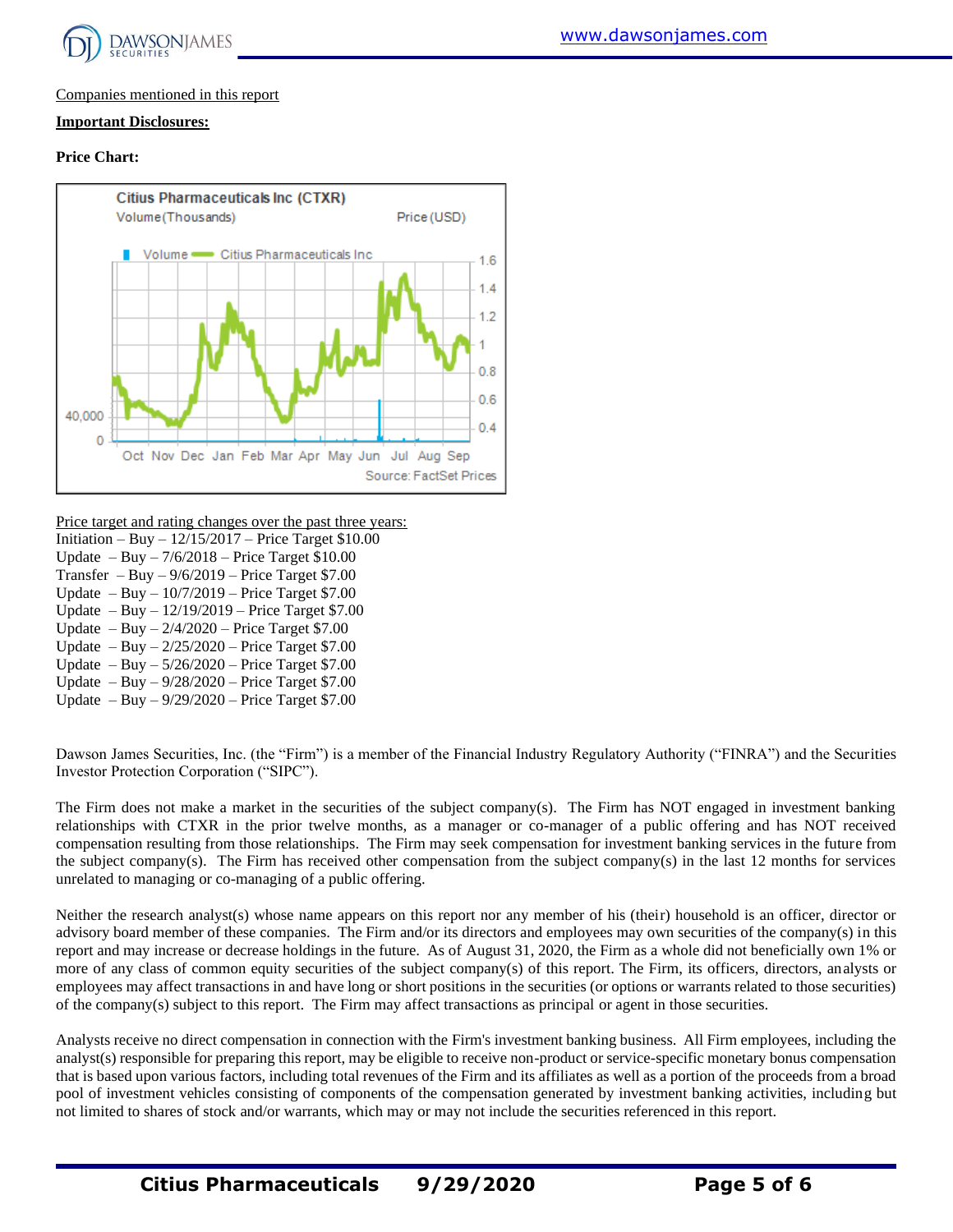Companies mentioned in this report

**Important Disclosures:**

**Price Chart:**

Price target and rating changes over the past three years:

Initiation – Buy – 12/15/2017 – Price Target $10.00
Update – Buy – 7/6/2018 – Price Target $10.00
Transfer – Buy – 9/6/2019 – Price Target $7.00
Update – Buy – 10/7/2019 – Price Target $7.00
Update – Buy – 12/19/2019 – Price Target $7.00
Update – Buy – 2/4/2020 – Price Target $7.00
Update – Buy – 2/25/2020 – Price Target $7.00
Update – Buy – 5/26/2020 – Price Target $7.00
Update – Buy – 9/28/2020 – Price Target $7.00
Update – Buy – 9/29/2020 – Price Target $7.00

Dawson James Securities, Inc. (the "Firm") is a member of the Financial Industry Regulatory Authority ("FINRA") and the Securities Investor Protection Corporation ("SIPC").

The Firm does not make a market in the securities of the subject company(s). The Firm has NOT engaged in investment banking relationships with CTXR in the prior twelve months, as a manager or co-manager of a public offering and has NOT received compensation resulting from those relationships. The Firm may seek compensation for investment banking services in the future from the subject company(s). The Firm has received other compensation from the subject company(s) in the last 12 months for services unrelated to managing or co-managing of a public offering.

Neither the research analyst(s) whose name appears on this report nor any member of his (their) household is an officer, director or advisory board member of these companies. The Firm and/or its directors and employees may own securities of the company(s) in this report and may increase or decrease holdings in the future. As of August 31, 2020, the Firm as a whole did not beneficially own 1% or more of any class of common equity securities of the subject company(s) of this report. The Firm, its officers, directors, analysts or employees may affect transactions in and have long or short positions in the securities (or options or warrants related to those securities) of the company(s) subject to this report. The Firm may affect transactions as principal or agent in those securities.

Analysts receive no direct compensation in connection with the Firm's investment banking business. All Firm employees, including the analyst(s) responsible for preparing this report, may be eligible to receive non-product or service-specific monetary bonus compensation that is based upon various factors, including total revenues of the Firm and its affiliates as well as a portion of the proceeds from a broad pool of investment vehicles consisting of components of the compensation generated by investment banking activities, including but not limited to shares of stock and/or warrants, which may or may not include the securities referenced in this report.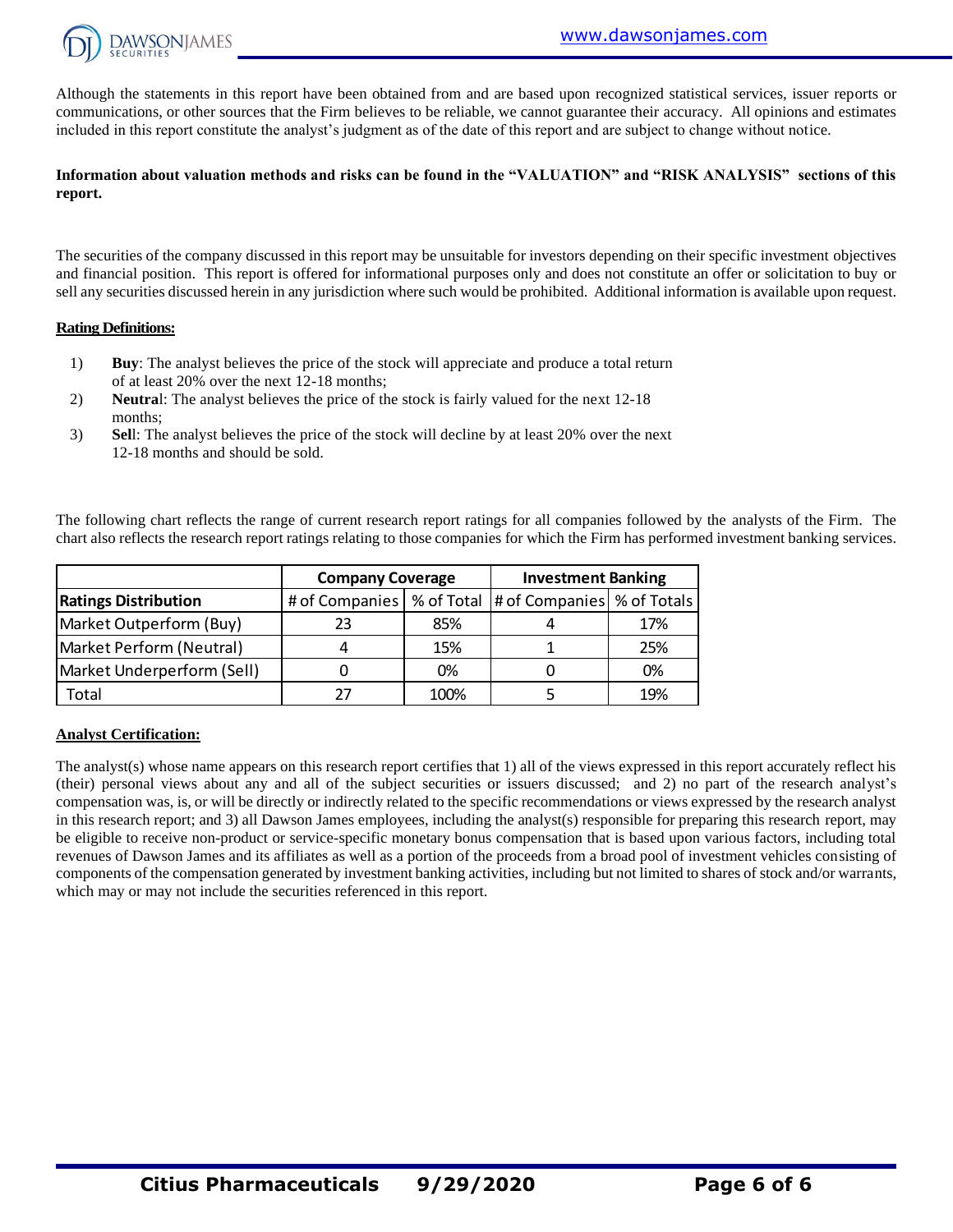Although the statements in this report have been obtained from and are based upon recognized statistical services, issuer reports or communications, or other sources that the Firm believes to be reliable, we cannot guarantee their accuracy. All opinions and estimates included in this report constitute the analyst's judgment as of the date of this report and are subject to change without notice.

**Information about valuation methods and risks can be found in the "VALUATION" and "RISK ANALYSIS" sections of this report.**

The securities of the company discussed in this report may be unsuitable for investors depending on their specific investment objectives and financial position. This report is offered for informational purposes only and does not constitute an offer or solicitation to buy or sell any securities discussed herein in any jurisdiction where such would be prohibited. Additional information is available upon request.

**Rating Definitions:**

1) **Buy**: The analyst believes the price of the stock will appreciate and produce a total return of at least 20% over the next 12-18 months;
2) **Neutral**: The analyst believes the price of the stock is fairly valued for the next 12-18 months;
3) **Sell**: The analyst believes the price of the stock will decline by at least 20% over the next 12-18 months and should be sold.

The following chart reflects the range of current research report ratings for all companies followed by the analysts of the Firm. The chart also reflects the research report ratings relating to those companies for which the Firm has performed investment banking services.

| | Company Coverage | | Investment Banking | |
|---|---|---|---|---|
| **Ratings Distribution** | # of Companies | % of Total | # of Companies | % of Totals |
| Market Outperform (Buy) | 23 | 85% | 4 | 17% |
| Market Perform (Neutral) | 4 | 15% | 1 | 25% |
| Market Underperform (Sell) | 0 | 0% | 0 | 0% |
| Total | 27 | 100% | 5 | 19% |

**Analyst Certification:**

The analyst(s) whose name appears on this research report certifies that 1) all of the views expressed in this report accurately reflect his (their) personal views about any and all of the subject securities or issuers discussed; and 2) no part of the research analyst's compensation was, is, or will be directly or indirectly related to the specific recommendations or views expressed by the research analyst in this research report; and 3) all Dawson James employees, including the analyst(s) responsible for preparing this research report, may be eligible to receive non-product or service-specific monetary bonus compensation that is based upon various factors, including total revenues of Dawson James and its affiliates as well as a portion of the proceeds from a broad pool of investment vehicles consisting of components of the compensation generated by investment banking activities, including but not limited to shares of stock and/or warrants, which may or may not include the securities referenced in this report.